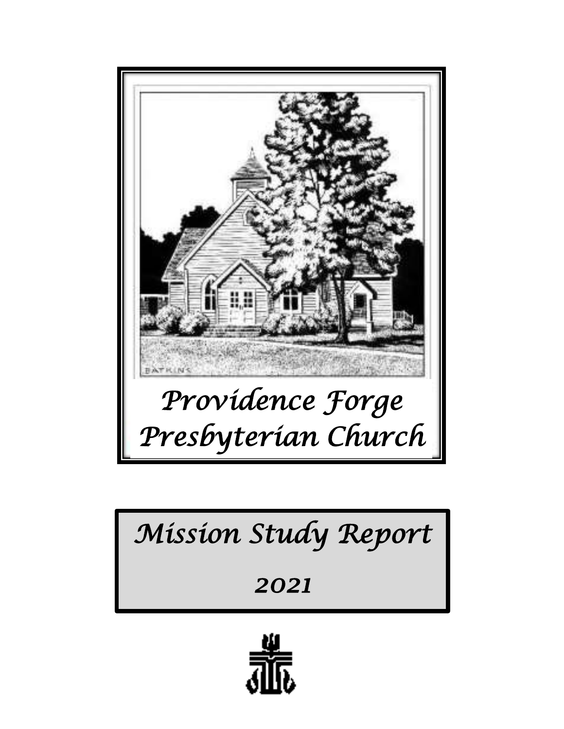# Providence Forge Presbyterian Church

# Mission Study Report

## 2021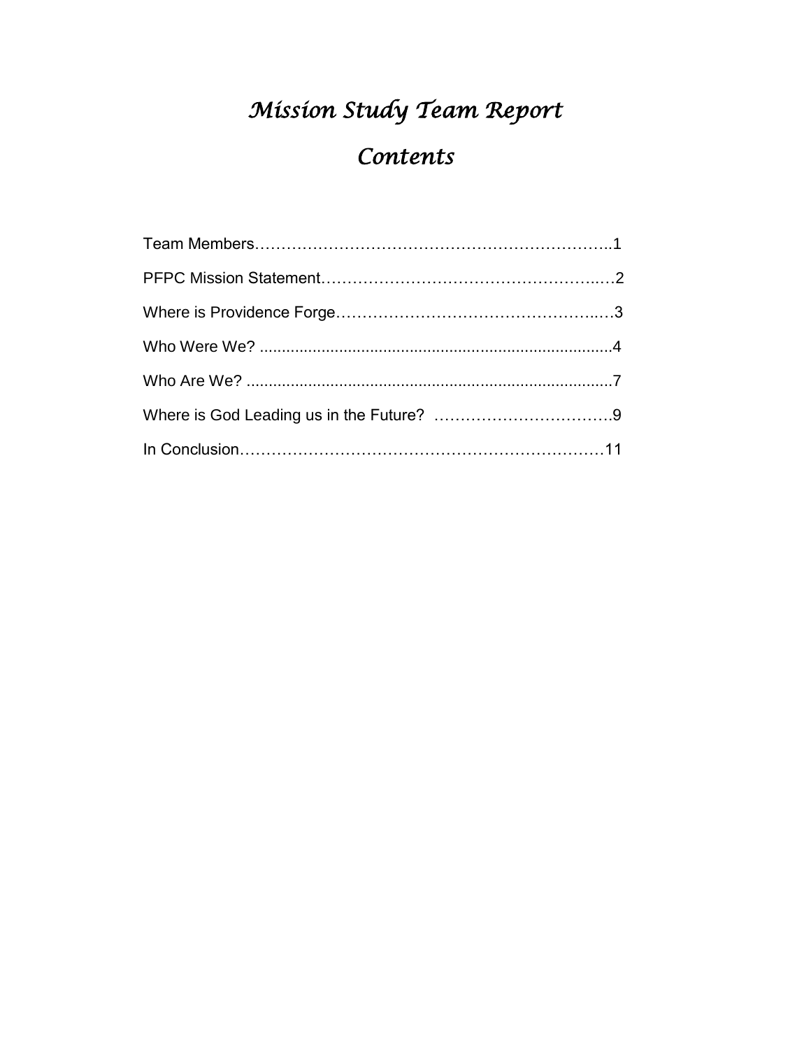# *Mission Study Team Report*

## *Contents*

Team Members……………………………………………………………..1

PFPC Mission Statement…………………………………………….…2

Where is Providence Forge………………………………………..…3

Who Were We? ...............................................................................4

Who Are We? ..................................................................................7

Where is God Leading us in the Future? …………………………….9

In Conclusion……………………………………………………………11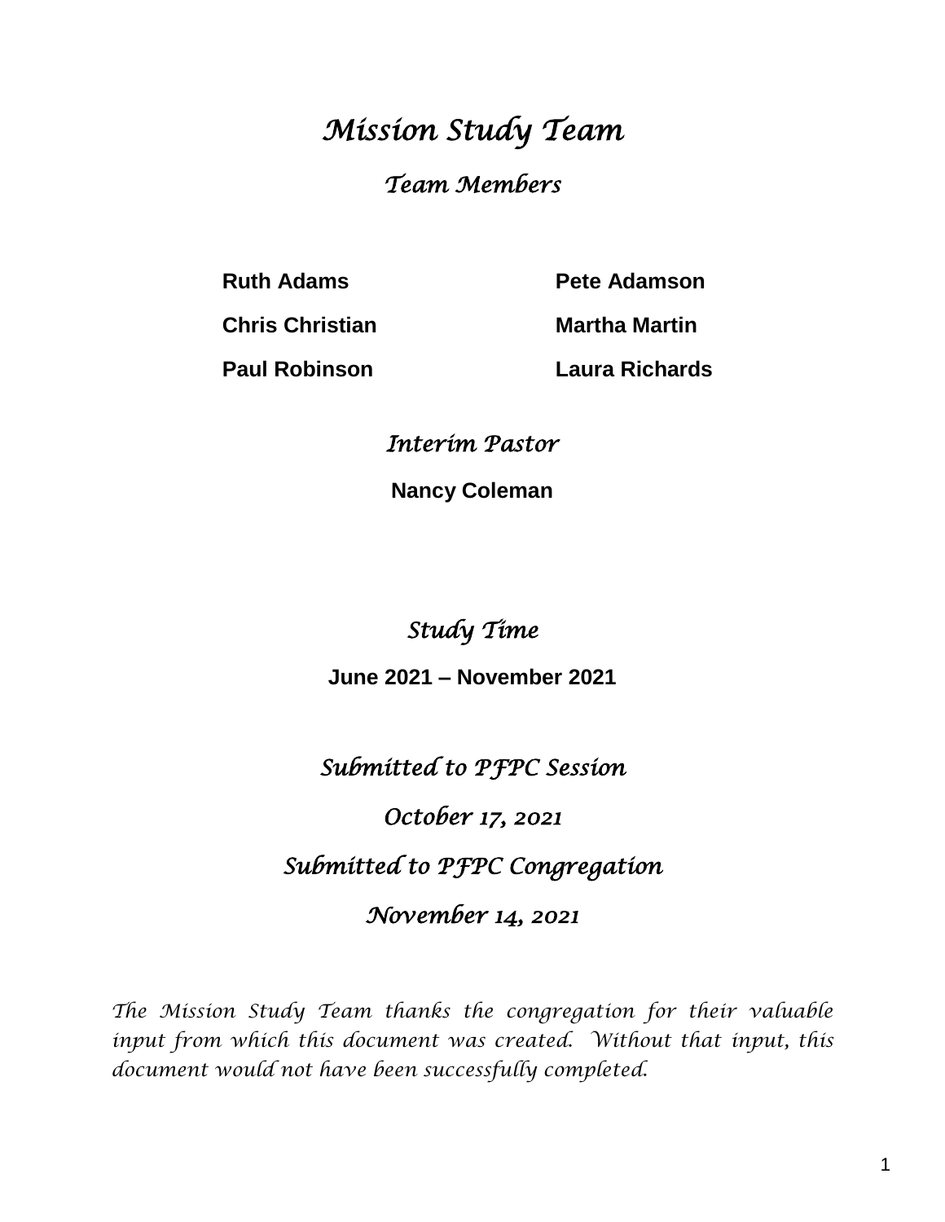# *Mission Study Team*

## *Team Members*

| | |
|---|---|
| **Ruth Adams** | **Pete Adamson** |
| **Chris Christian** | **Martha Martin** |
| **Paul Robinson** | **Laura Richards** |

## *Interim Pastor*

**Nancy Coleman**

## *Study Time*

**June 2021 – November 2021**

## *Submitted to PFPC Session*

## *October 17, 2021*

## *Submitted to PFPC Congregation*

## *November 14, 2021*

*The Mission Study Team thanks the congregation for their valuable input from which this document was created. Without that input, this document would not have been successfully completed.*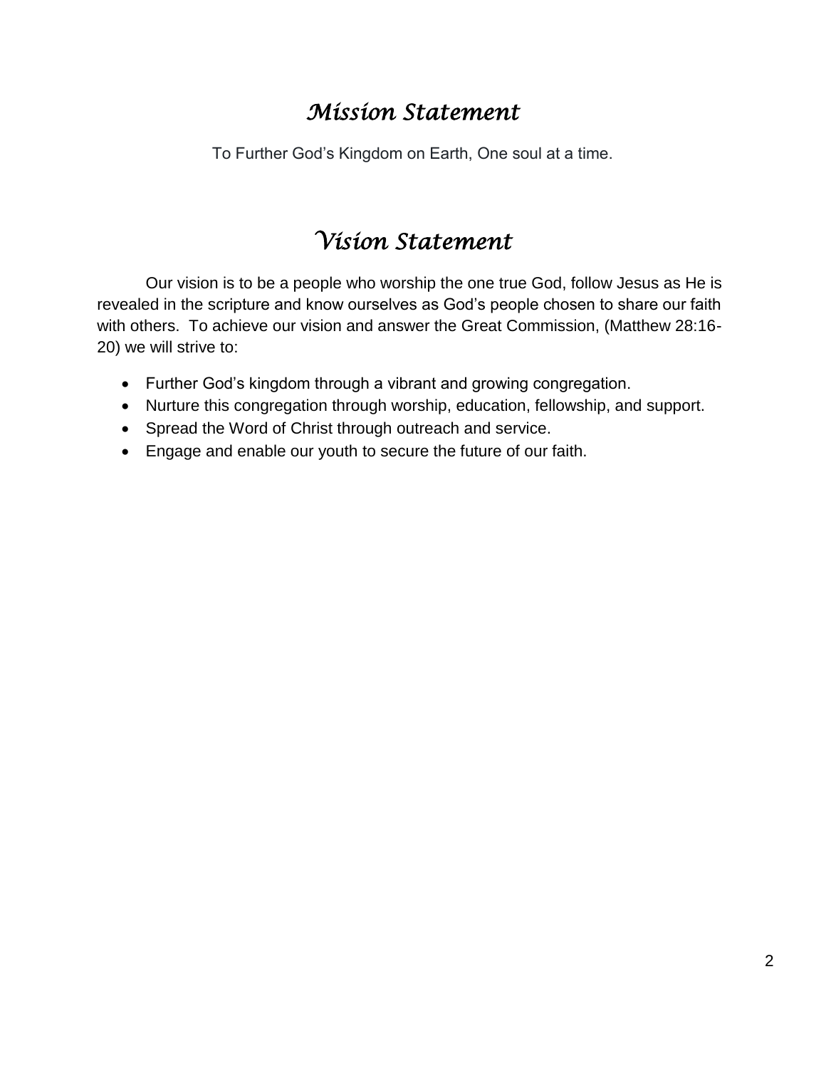# *Mission Statement*

To Further God's Kingdom on Earth, One soul at a time.

# *Vision Statement*

Our vision is to be a people who worship the one true God, follow Jesus as He is revealed in the scripture and know ourselves as God's people chosen to share our faith with others. To achieve our vision and answer the Great Commission, (Matthew 28:16-20) we will strive to:

- Further God's kingdom through a vibrant and growing congregation.
- Nurture this congregation through worship, education, fellowship, and support.
- Spread the Word of Christ through outreach and service.
- Engage and enable our youth to secure the future of our faith.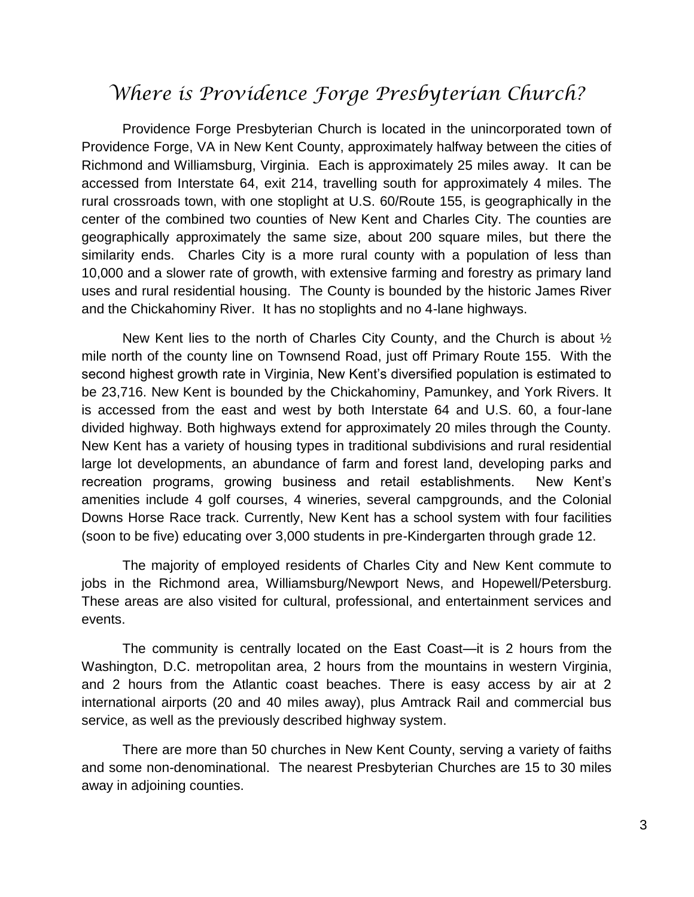# *Where is Providence Forge Presbyterian Church?*

Providence Forge Presbyterian Church is located in the unincorporated town of Providence Forge, VA in New Kent County, approximately halfway between the cities of Richmond and Williamsburg, Virginia. Each is approximately 25 miles away. It can be accessed from Interstate 64, exit 214, travelling south for approximately 4 miles. The rural crossroads town, with one stoplight at U.S. 60/Route 155, is geographically in the center of the combined two counties of New Kent and Charles City. The counties are geographically approximately the same size, about 200 square miles, but there the similarity ends. Charles City is a more rural county with a population of less than 10,000 and a slower rate of growth, with extensive farming and forestry as primary land uses and rural residential housing. The County is bounded by the historic James River and the Chickahominy River. It has no stoplights and no 4-lane highways.

New Kent lies to the north of Charles City County, and the Church is about ½ mile north of the county line on Townsend Road, just off Primary Route 155. With the second highest growth rate in Virginia, New Kent's diversified population is estimated to be 23,716. New Kent is bounded by the Chickahominy, Pamunkey, and York Rivers. It is accessed from the east and west by both Interstate 64 and U.S. 60, a four-lane divided highway. Both highways extend for approximately 20 miles through the County. New Kent has a variety of housing types in traditional subdivisions and rural residential large lot developments, an abundance of farm and forest land, developing parks and recreation programs, growing business and retail establishments. New Kent's amenities include 4 golf courses, 4 wineries, several campgrounds, and the Colonial Downs Horse Race track. Currently, New Kent has a school system with four facilities (soon to be five) educating over 3,000 students in pre-Kindergarten through grade 12.

The majority of employed residents of Charles City and New Kent commute to jobs in the Richmond area, Williamsburg/Newport News, and Hopewell/Petersburg. These areas are also visited for cultural, professional, and entertainment services and events.

The community is centrally located on the East Coast—it is 2 hours from the Washington, D.C. metropolitan area, 2 hours from the mountains in western Virginia, and 2 hours from the Atlantic coast beaches. There is easy access by air at 2 international airports (20 and 40 miles away), plus Amtrack Rail and commercial bus service, as well as the previously described highway system.

There are more than 50 churches in New Kent County, serving a variety of faiths and some non-denominational. The nearest Presbyterian Churches are 15 to 30 miles away in adjoining counties.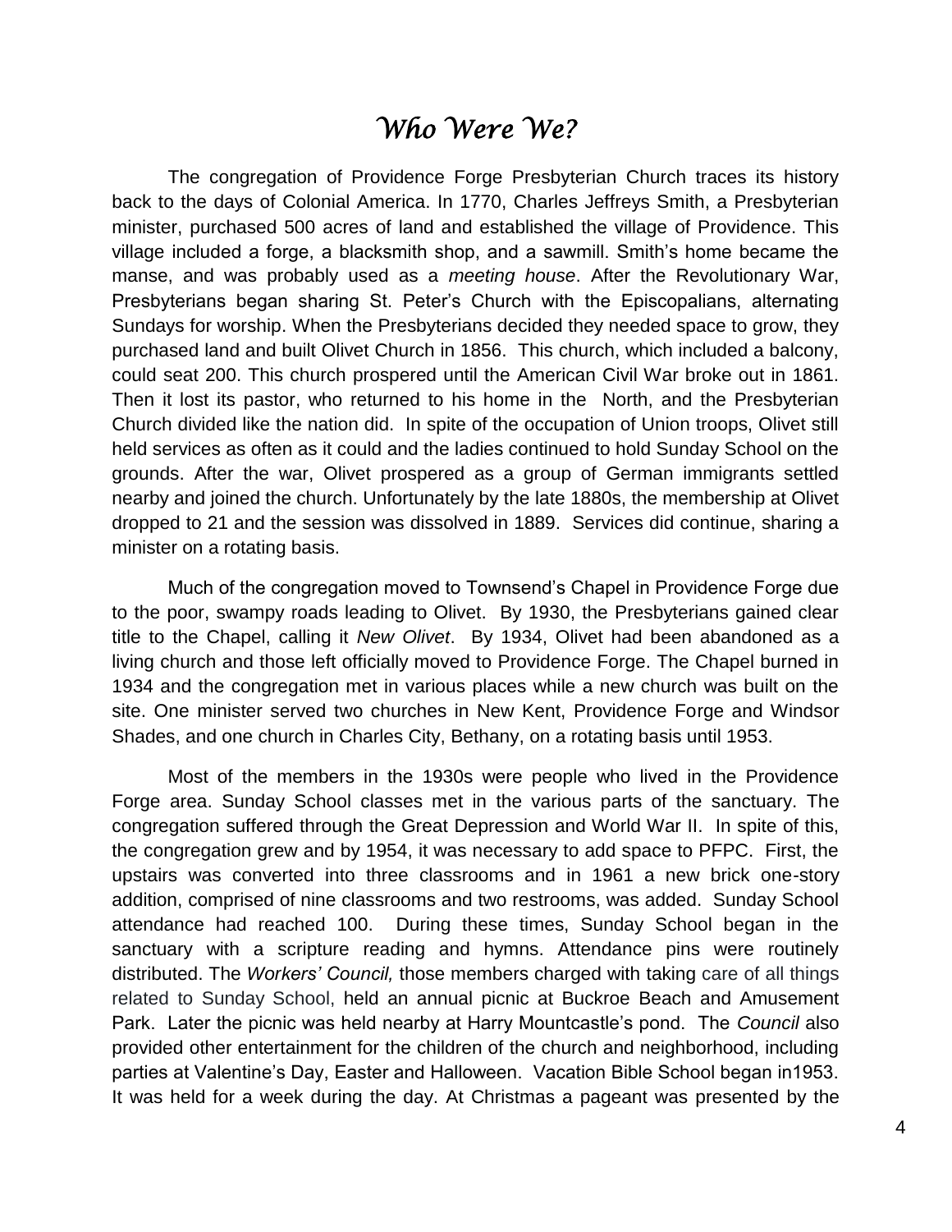# *Who Were We?*

The congregation of Providence Forge Presbyterian Church traces its history back to the days of Colonial America. In 1770, Charles Jeffreys Smith, a Presbyterian minister, purchased 500 acres of land and established the village of Providence. This village included a forge, a blacksmith shop, and a sawmill. Smith's home became the manse, and was probably used as a *meeting house*. After the Revolutionary War, Presbyterians began sharing St. Peter's Church with the Episcopalians, alternating Sundays for worship. When the Presbyterians decided they needed space to grow, they purchased land and built Olivet Church in 1856. This church, which included a balcony, could seat 200. This church prospered until the American Civil War broke out in 1861. Then it lost its pastor, who returned to his home in the North, and the Presbyterian Church divided like the nation did. In spite of the occupation of Union troops, Olivet still held services as often as it could and the ladies continued to hold Sunday School on the grounds. After the war, Olivet prospered as a group of German immigrants settled nearby and joined the church. Unfortunately by the late 1880s, the membership at Olivet dropped to 21 and the session was dissolved in 1889. Services did continue, sharing a minister on a rotating basis.

Much of the congregation moved to Townsend's Chapel in Providence Forge due to the poor, swampy roads leading to Olivet. By 1930, the Presbyterians gained clear title to the Chapel, calling it *New Olivet*. By 1934, Olivet had been abandoned as a living church and those left officially moved to Providence Forge. The Chapel burned in 1934 and the congregation met in various places while a new church was built on the site. One minister served two churches in New Kent, Providence Forge and Windsor Shades, and one church in Charles City, Bethany, on a rotating basis until 1953.

Most of the members in the 1930s were people who lived in the Providence Forge area. Sunday School classes met in the various parts of the sanctuary. The congregation suffered through the Great Depression and World War II. In spite of this, the congregation grew and by 1954, it was necessary to add space to PFPC. First, the upstairs was converted into three classrooms and in 1961 a new brick one-story addition, comprised of nine classrooms and two restrooms, was added. Sunday School attendance had reached 100. During these times, Sunday School began in the sanctuary with a scripture reading and hymns. Attendance pins were routinely distributed. The *Workers' Council,* those members charged with taking care of all things related to Sunday School, held an annual picnic at Buckroe Beach and Amusement Park. Later the picnic was held nearby at Harry Mountcastle's pond. The *Council* also provided other entertainment for the children of the church and neighborhood, including parties at Valentine's Day, Easter and Halloween. Vacation Bible School began in1953. It was held for a week during the day. At Christmas a pageant was presented by the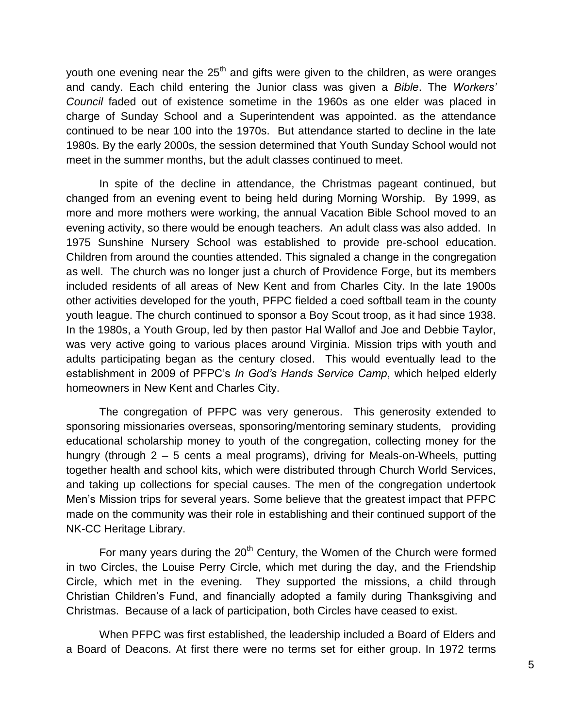youth one evening near the 25th and gifts were given to the children, as were oranges and candy. Each child entering the Junior class was given a *Bible*. The *Workers' Council* faded out of existence sometime in the 1960s as one elder was placed in charge of Sunday School and a Superintendent was appointed. as the attendance continued to be near 100 into the 1970s. But attendance started to decline in the late 1980s. By the early 2000s, the session determined that Youth Sunday School would not meet in the summer months, but the adult classes continued to meet.

In spite of the decline in attendance, the Christmas pageant continued, but changed from an evening event to being held during Morning Worship. By 1999, as more and more mothers were working, the annual Vacation Bible School moved to an evening activity, so there would be enough teachers. An adult class was also added. In 1975 Sunshine Nursery School was established to provide pre-school education. Children from around the counties attended. This signaled a change in the congregation as well. The church was no longer just a church of Providence Forge, but its members included residents of all areas of New Kent and from Charles City. In the late 1900s other activities developed for the youth, PFPC fielded a coed softball team in the county youth league. The church continued to sponsor a Boy Scout troop, as it had since 1938. In the 1980s, a Youth Group, led by then pastor Hal Wallof and Joe and Debbie Taylor, was very active going to various places around Virginia. Mission trips with youth and adults participating began as the century closed. This would eventually lead to the establishment in 2009 of PFPC's *In God's Hands Service Camp*, which helped elderly homeowners in New Kent and Charles City.

The congregation of PFPC was very generous. This generosity extended to sponsoring missionaries overseas, sponsoring/mentoring seminary students, providing educational scholarship money to youth of the congregation, collecting money for the hungry (through 2 – 5 cents a meal programs), driving for Meals-on-Wheels, putting together health and school kits, which were distributed through Church World Services, and taking up collections for special causes. The men of the congregation undertook Men's Mission trips for several years. Some believe that the greatest impact that PFPC made on the community was their role in establishing and their continued support of the NK-CC Heritage Library.

For many years during the 20th Century, the Women of the Church were formed in two Circles, the Louise Perry Circle, which met during the day, and the Friendship Circle, which met in the evening. They supported the missions, a child through Christian Children's Fund, and financially adopted a family during Thanksgiving and Christmas. Because of a lack of participation, both Circles have ceased to exist.

When PFPC was first established, the leadership included a Board of Elders and a Board of Deacons. At first there were no terms set for either group. In 1972 terms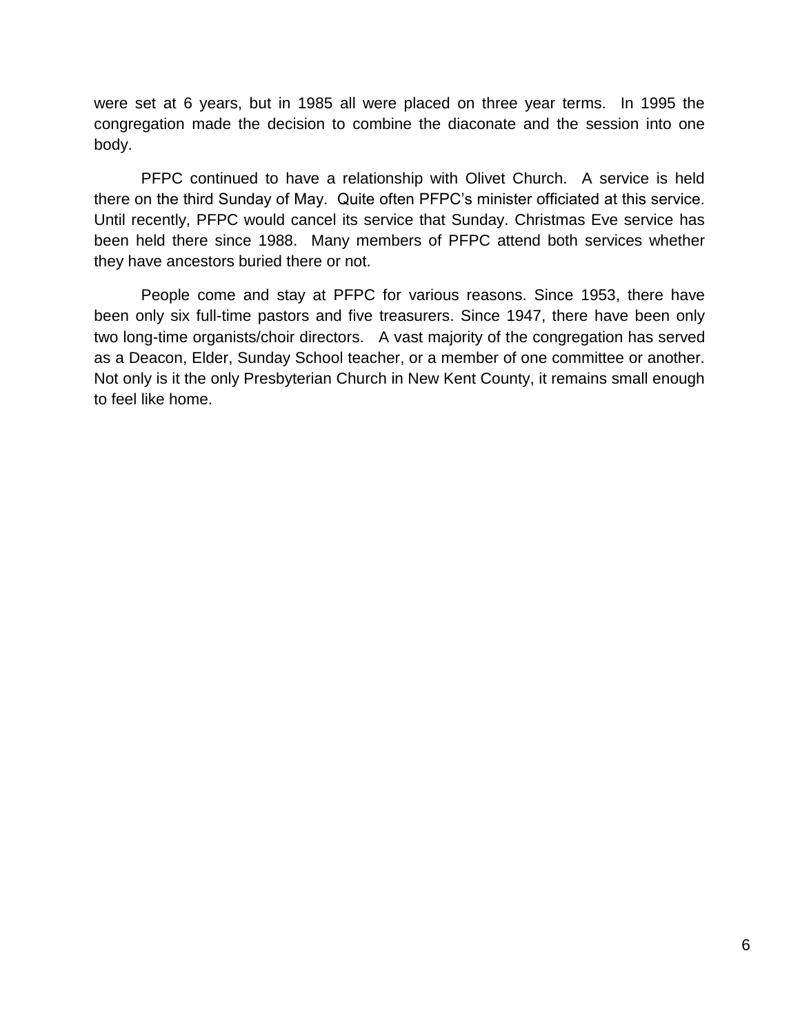were set at 6 years, but in 1985 all were placed on three year terms. In 1995 the congregation made the decision to combine the diaconate and the session into one body.

PFPC continued to have a relationship with Olivet Church. A service is held there on the third Sunday of May. Quite often PFPC's minister officiated at this service. Until recently, PFPC would cancel its service that Sunday. Christmas Eve service has been held there since 1988. Many members of PFPC attend both services whether they have ancestors buried there or not.

People come and stay at PFPC for various reasons. Since 1953, there have been only six full-time pastors and five treasurers. Since 1947, there have been only two long-time organists/choir directors. A vast majority of the congregation has served as a Deacon, Elder, Sunday School teacher, or a member of one committee or another. Not only is it the only Presbyterian Church in New Kent County, it remains small enough to feel like home.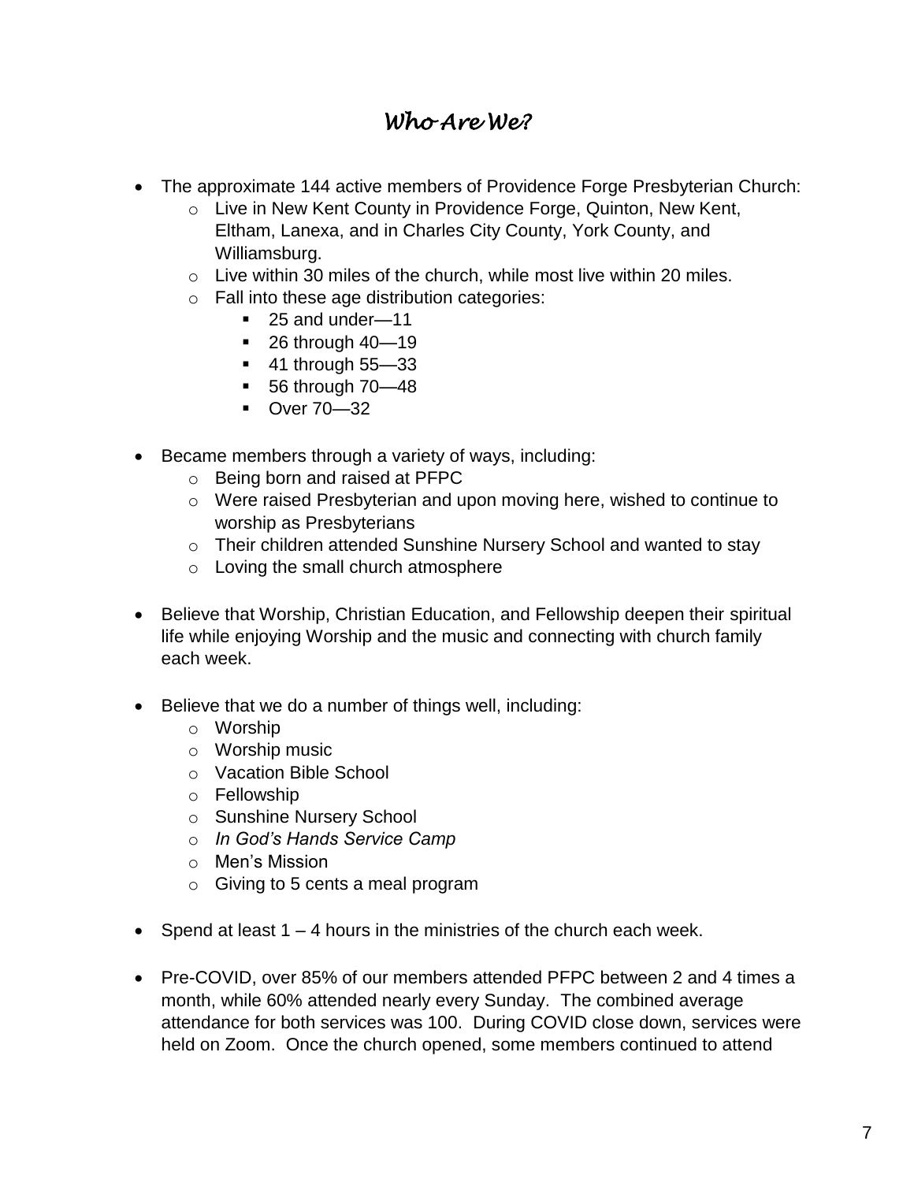# *Who Are We?*

- The approximate 144 active members of Providence Forge Presbyterian Church:
  - Live in New Kent County in Providence Forge, Quinton, New Kent, Eltham, Lanexa, and in Charles City County, York County, and Williamsburg.
  - Live within 30 miles of the church, while most live within 20 miles.
  - Fall into these age distribution categories:
    - 25 and under—11
    - 26 through 40—19
    - 41 through 55—33
    - 56 through 70—48
    - Over 70—32

- Became members through a variety of ways, including:
  - Being born and raised at PFPC
  - Were raised Presbyterian and upon moving here, wished to continue to worship as Presbyterians
  - Their children attended Sunshine Nursery School and wanted to stay
  - Loving the small church atmosphere

- Believe that Worship, Christian Education, and Fellowship deepen their spiritual life while enjoying Worship and the music and connecting with church family each week.

- Believe that we do a number of things well, including:
  - Worship
  - Worship music
  - Vacation Bible School
  - Fellowship
  - Sunshine Nursery School
  - *In God's Hands Service Camp*
  - Men's Mission
  - Giving to 5 cents a meal program

- Spend at least 1 – 4 hours in the ministries of the church each week.

- Pre-COVID, over 85% of our members attended PFPC between 2 and 4 times a month, while 60% attended nearly every Sunday. The combined average attendance for both services was 100. During COVID close down, services were held on Zoom. Once the church opened, some members continued to attend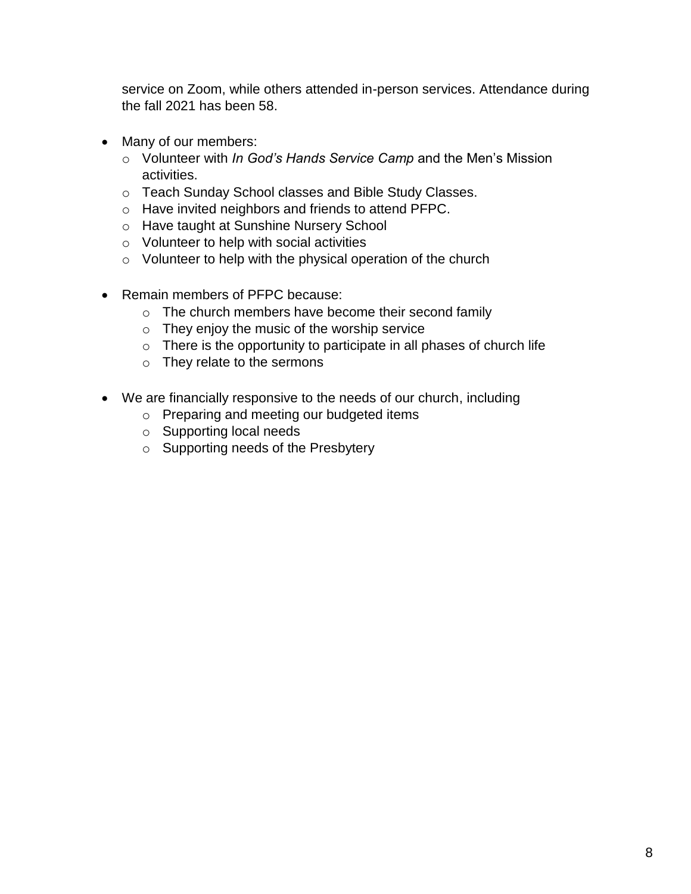service on Zoom, while others attended in-person services. Attendance during the fall 2021 has been 58.

- Many of our members:
  - Volunteer with *In God's Hands Service Camp* and the Men's Mission activities.
  - Teach Sunday School classes and Bible Study Classes.
  - Have invited neighbors and friends to attend PFPC.
  - Have taught at Sunshine Nursery School
  - Volunteer to help with social activities
  - Volunteer to help with the physical operation of the church

- Remain members of PFPC because:
  - The church members have become their second family
  - They enjoy the music of the worship service
  - There is the opportunity to participate in all phases of church life
  - They relate to the sermons

- We are financially responsive to the needs of our church, including
  - Preparing and meeting our budgeted items
  - Supporting local needs
  - Supporting needs of the Presbytery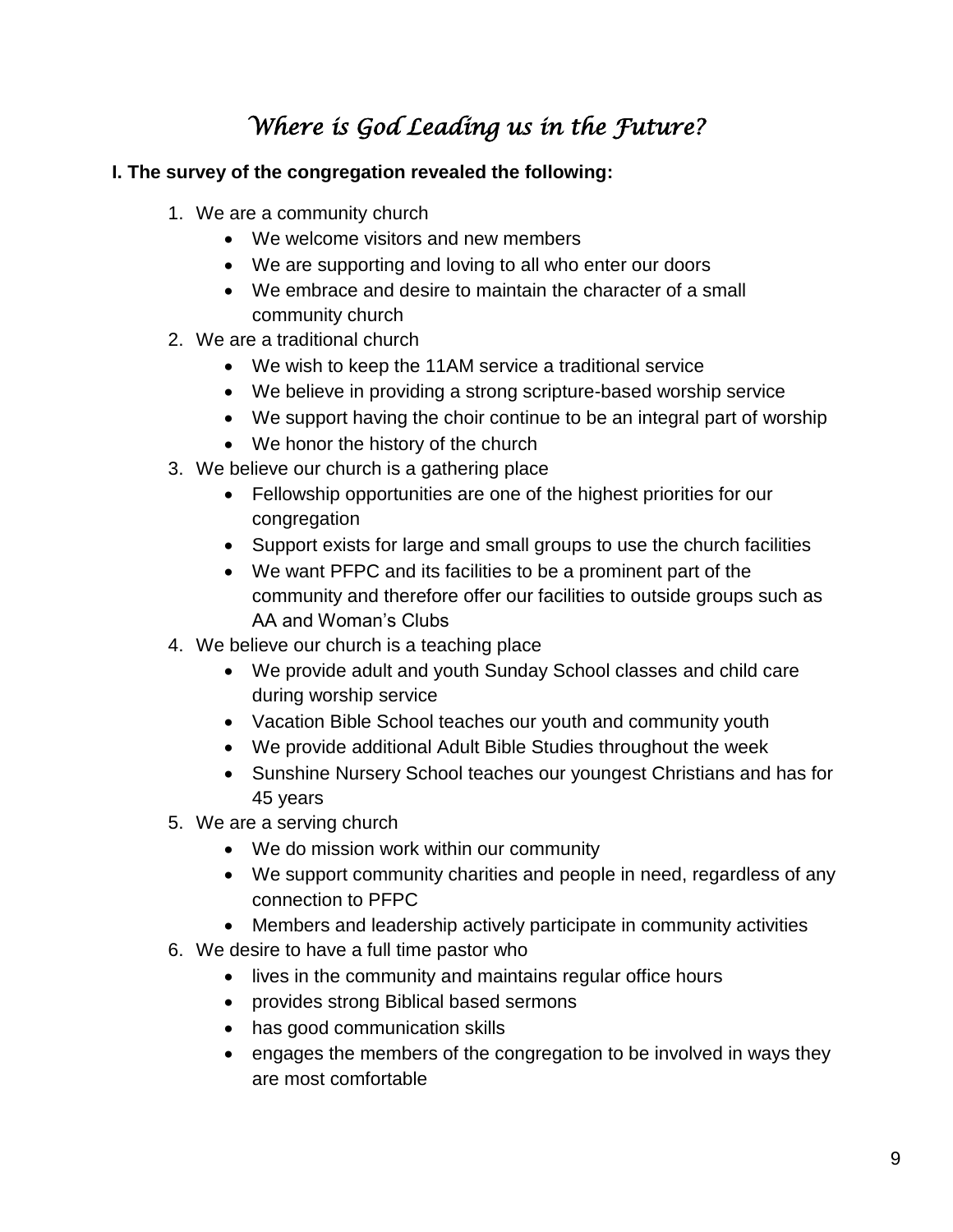# *Where is God Leading us in the Future?*

**I. The survey of the congregation revealed the following:**

1. We are a community church
    - We welcome visitors and new members
    - We are supporting and loving to all who enter our doors
    - We embrace and desire to maintain the character of a small community church
2. We are a traditional church
    - We wish to keep the 11AM service a traditional service
    - We believe in providing a strong scripture-based worship service
    - We support having the choir continue to be an integral part of worship
    - We honor the history of the church
3. We believe our church is a gathering place
    - Fellowship opportunities are one of the highest priorities for our congregation
    - Support exists for large and small groups to use the church facilities
    - We want PFPC and its facilities to be a prominent part of the community and therefore offer our facilities to outside groups such as AA and Woman's Clubs
4. We believe our church is a teaching place
    - We provide adult and youth Sunday School classes and child care during worship service
    - Vacation Bible School teaches our youth and community youth
    - We provide additional Adult Bible Studies throughout the week
    - Sunshine Nursery School teaches our youngest Christians and has for 45 years
5. We are a serving church
    - We do mission work within our community
    - We support community charities and people in need, regardless of any connection to PFPC
    - Members and leadership actively participate in community activities
6. We desire to have a full time pastor who
    - lives in the community and maintains regular office hours
    - provides strong Biblical based sermons
    - has good communication skills
    - engages the members of the congregation to be involved in ways they are most comfortable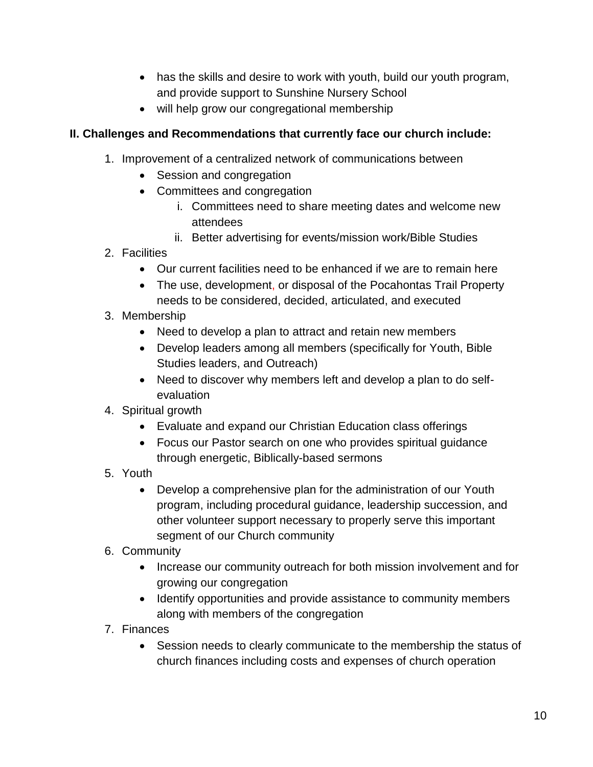- has the skills and desire to work with youth, build our youth program, and provide support to Sunshine Nursery School
- will help grow our congregational membership

**II. Challenges and Recommendations that currently face our church include:**

1. Improvement of a centralized network of communications between
   - Session and congregation
   - Committees and congregation
     1. Committees need to share meeting dates and welcome new attendees
     2. Better advertising for events/mission work/Bible Studies
2. Facilities
   - Our current facilities need to be enhanced if we are to remain here
   - The use, development, or disposal of the Pocahontas Trail Property needs to be considered, decided, articulated, and executed
3. Membership
   - Need to develop a plan to attract and retain new members
   - Develop leaders among all members (specifically for Youth, Bible Studies leaders, and Outreach)
   - Need to discover why members left and develop a plan to do self-evaluation
4. Spiritual growth
   - Evaluate and expand our Christian Education class offerings
   - Focus our Pastor search on one who provides spiritual guidance through energetic, Biblically-based sermons
5. Youth
   - Develop a comprehensive plan for the administration of our Youth program, including procedural guidance, leadership succession, and other volunteer support necessary to properly serve this important segment of our Church community
6. Community
   - Increase our community outreach for both mission involvement and for growing our congregation
   - Identify opportunities and provide assistance to community members along with members of the congregation
7. Finances
   - Session needs to clearly communicate to the membership the status of church finances including costs and expenses of church operation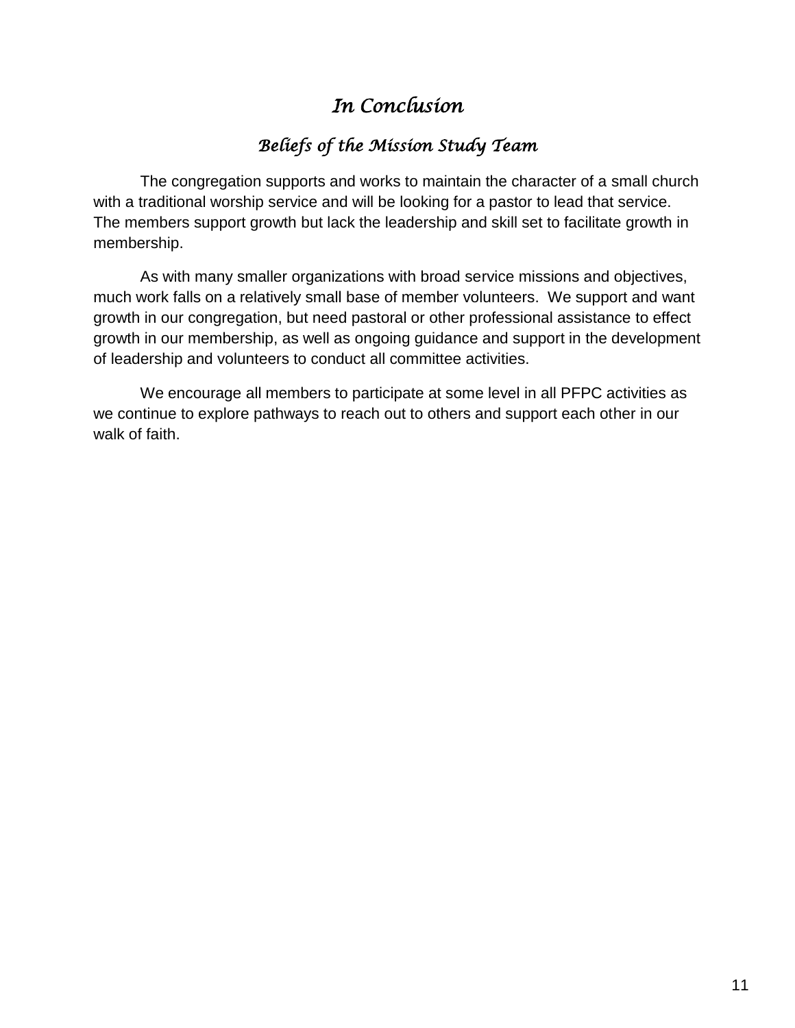# *In Conclusion*

## *Beliefs of the Mission Study Team*

The congregation supports and works to maintain the character of a small church with a traditional worship service and will be looking for a pastor to lead that service. The members support growth but lack the leadership and skill set to facilitate growth in membership.

As with many smaller organizations with broad service missions and objectives, much work falls on a relatively small base of member volunteers. We support and want growth in our congregation, but need pastoral or other professional assistance to effect growth in our membership, as well as ongoing guidance and support in the development of leadership and volunteers to conduct all committee activities.

We encourage all members to participate at some level in all PFPC activities as we continue to explore pathways to reach out to others and support each other in our walk of faith.